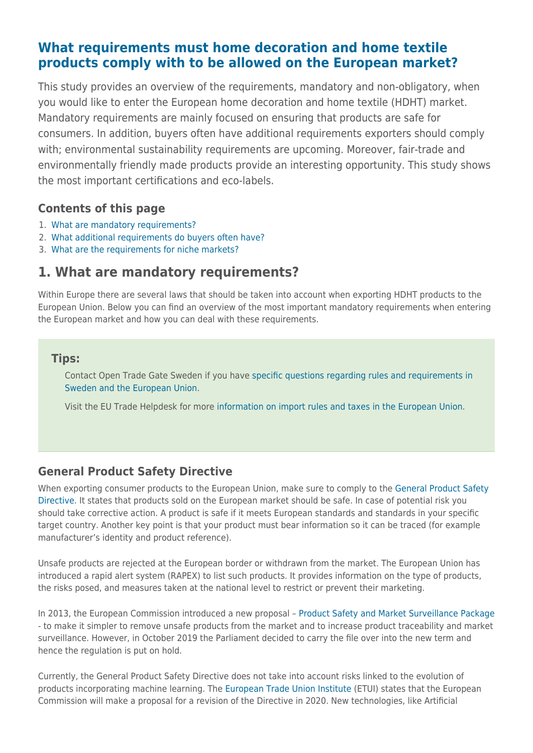# What requirements must home decoration and home textile products comply with to be allowed on the European market?

This study provides an overview of the requirements, mandatory and non-obligatory, when you would like to enter the European home decoration and home textile (HDHT) market. Mandatory requirements are mainly focused on ensuring that products are safe for consumers. In addition, buyers often have additional requirements exporters should comply with; environmental sustainability requirements are upcoming. Moreover, fair-trade and environmentally friendly made products provide an interesting opportunity. This study shows the most important certifications and eco-labels.

### Contents of this page

1. What are mandatory requirements?
2. What additional requirements do buyers often have?
3. What are the requirements for niche markets?

## 1. What are mandatory requirements?

Within Europe there are several laws that should be taken into account when exporting HDHT products to the European Union. Below you can find an overview of the most important mandatory requirements when entering the European market and how you can deal with these requirements.

> **Tips:**
>
> Contact Open Trade Gate Sweden if you have specific questions regarding rules and requirements in Sweden and the European Union.
>
> Visit the EU Trade Helpdesk for more information on import rules and taxes in the European Union.

### General Product Safety Directive

When exporting consumer products to the European Union, make sure to comply to the General Product Safety Directive. It states that products sold on the European market should be safe. In case of potential risk you should take corrective action. A product is safe if it meets European standards and standards in your specific target country. Another key point is that your product must bear information so it can be traced (for example manufacturer's identity and product reference).

Unsafe products are rejected at the European border or withdrawn from the market. The European Union has introduced a rapid alert system (RAPEX) to list such products. It provides information on the type of products, the risks posed, and measures taken at the national level to restrict or prevent their marketing.

In 2013, the European Commission introduced a new proposal – Product Safety and Market Surveillance Package - to make it simpler to remove unsafe products from the market and to increase product traceability and market surveillance. However, in October 2019 the Parliament decided to carry the file over into the new term and hence the regulation is put on hold.

Currently, the General Product Safety Directive does not take into account risks linked to the evolution of products incorporating machine learning. The European Trade Union Institute (ETUI) states that the European Commission will make a proposal for a revision of the Directive in 2020. New technologies, like Artificial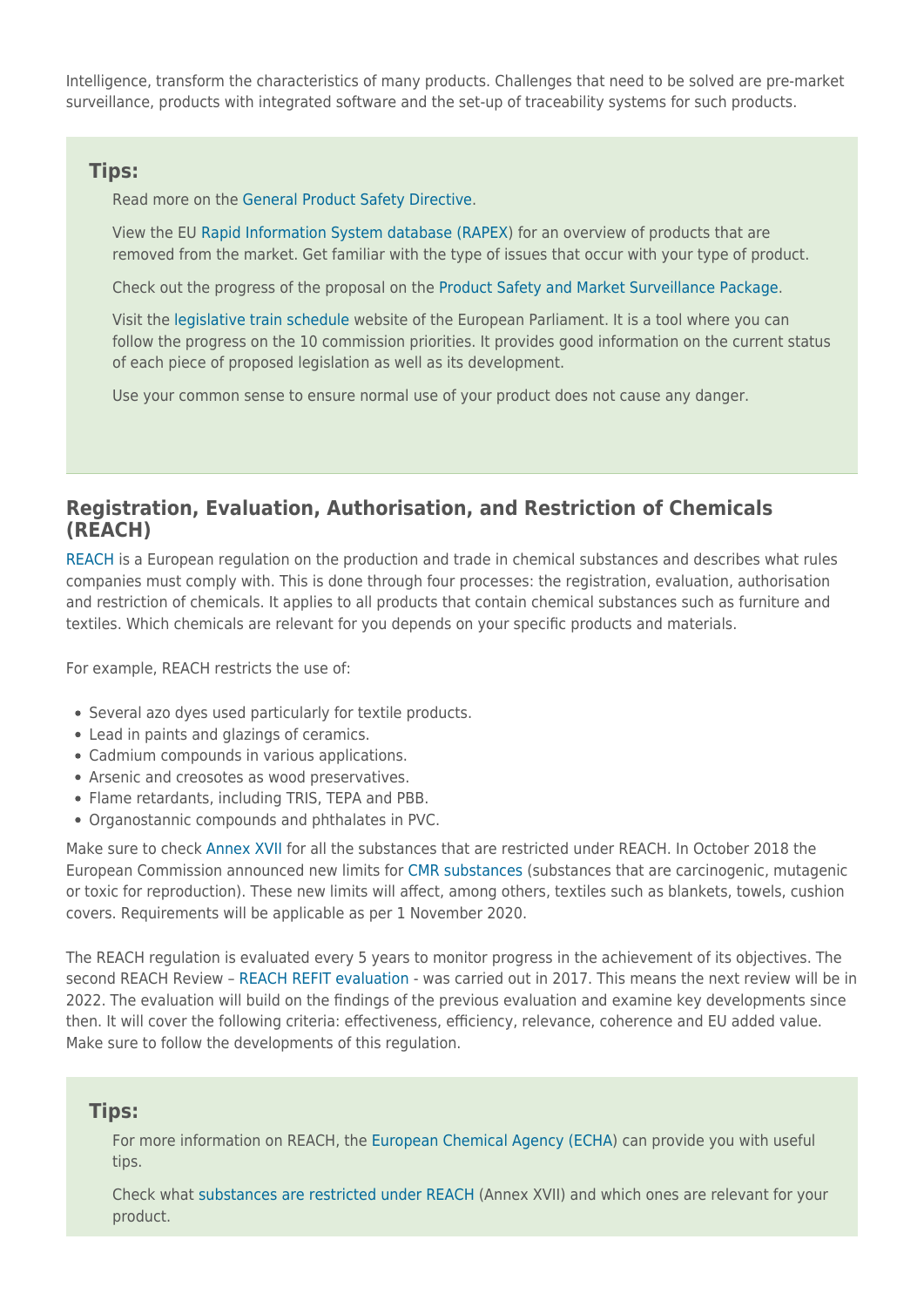Intelligence, transform the characteristics of many products. Challenges that need to be solved are pre-market surveillance, products with integrated software and the set-up of traceability systems for such products.

### Tips:

Read more on the General Product Safety Directive.

View the EU Rapid Information System database (RAPEX) for an overview of products that are removed from the market. Get familiar with the type of issues that occur with your type of product.

Check out the progress of the proposal on the Product Safety and Market Surveillance Package.

Visit the legislative train schedule website of the European Parliament. It is a tool where you can follow the progress on the 10 commission priorities. It provides good information on the current status of each piece of proposed legislation as well as its development.

Use your common sense to ensure normal use of your product does not cause any danger.

## Registration, Evaluation, Authorisation, and Restriction of Chemicals (REACH)

REACH is a European regulation on the production and trade in chemical substances and describes what rules companies must comply with. This is done through four processes: the registration, evaluation, authorisation and restriction of chemicals. It applies to all products that contain chemical substances such as furniture and textiles. Which chemicals are relevant for you depends on your specific products and materials.

For example, REACH restricts the use of:

- Several azo dyes used particularly for textile products.
- Lead in paints and glazings of ceramics.
- Cadmium compounds in various applications.
- Arsenic and creosotes as wood preservatives.
- Flame retardants, including TRIS, TEPA and PBB.
- Organostannic compounds and phthalates in PVC.

Make sure to check Annex XVII for all the substances that are restricted under REACH. In October 2018 the European Commission announced new limits for CMR substances (substances that are carcinogenic, mutagenic or toxic for reproduction). These new limits will affect, among others, textiles such as blankets, towels, cushion covers. Requirements will be applicable as per 1 November 2020.

The REACH regulation is evaluated every 5 years to monitor progress in the achievement of its objectives. The second REACH Review – REACH REFIT evaluation - was carried out in 2017. This means the next review will be in 2022. The evaluation will build on the findings of the previous evaluation and examine key developments since then. It will cover the following criteria: effectiveness, efficiency, relevance, coherence and EU added value. Make sure to follow the developments of this regulation.

### Tips:

For more information on REACH, the European Chemical Agency (ECHA) can provide you with useful tips.

Check what substances are restricted under REACH (Annex XVII) and which ones are relevant for your product.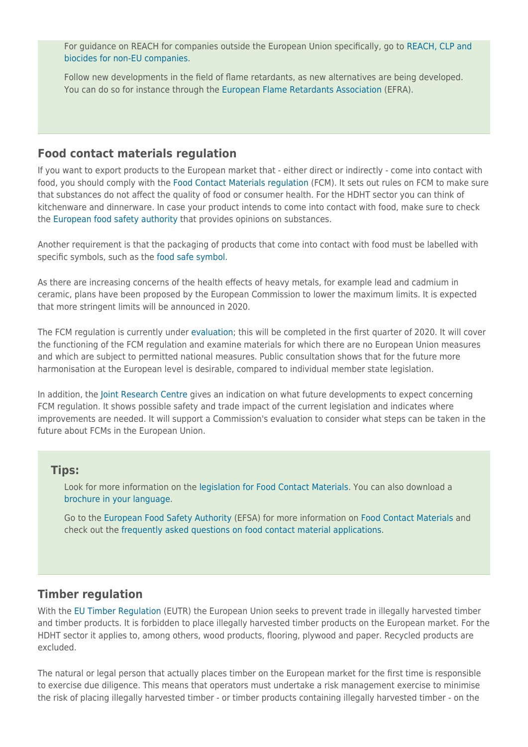For guidance on REACH for companies outside the European Union specifically, go to REACH, CLP and biocides for non-EU companies.

Follow new developments in the field of flame retardants, as new alternatives are being developed. You can do so for instance through the European Flame Retardants Association (EFRA).

### Food contact materials regulation

If you want to export products to the European market that - either direct or indirectly - come into contact with food, you should comply with the Food Contact Materials regulation (FCM). It sets out rules on FCM to make sure that substances do not affect the quality of food or consumer health. For the HDHT sector you can think of kitchenware and dinnerware. In case your product intends to come into contact with food, make sure to check the European food safety authority that provides opinions on substances.

Another requirement is that the packaging of products that come into contact with food must be labelled with specific symbols, such as the food safe symbol.

As there are increasing concerns of the health effects of heavy metals, for example lead and cadmium in ceramic, plans have been proposed by the European Commission to lower the maximum limits. It is expected that more stringent limits will be announced in 2020.

The FCM regulation is currently under evaluation; this will be completed in the first quarter of 2020. It will cover the functioning of the FCM regulation and examine materials for which there are no European Union measures and which are subject to permitted national measures. Public consultation shows that for the future more harmonisation at the European level is desirable, compared to individual member state legislation.

In addition, the Joint Research Centre gives an indication on what future developments to expect concerning FCM regulation. It shows possible safety and trade impact of the current legislation and indicates where improvements are needed. It will support a Commission's evaluation to consider what steps can be taken in the future about FCMs in the European Union.

#### Tips:

Look for more information on the legislation for Food Contact Materials. You can also download a brochure in your language.

Go to the European Food Safety Authority (EFSA) for more information on Food Contact Materials and check out the frequently asked questions on food contact material applications.

### Timber regulation

With the EU Timber Regulation (EUTR) the European Union seeks to prevent trade in illegally harvested timber and timber products. It is forbidden to place illegally harvested timber products on the European market. For the HDHT sector it applies to, among others, wood products, flooring, plywood and paper. Recycled products are excluded.

The natural or legal person that actually places timber on the European market for the first time is responsible to exercise due diligence. This means that operators must undertake a risk management exercise to minimise the risk of placing illegally harvested timber - or timber products containing illegally harvested timber - on the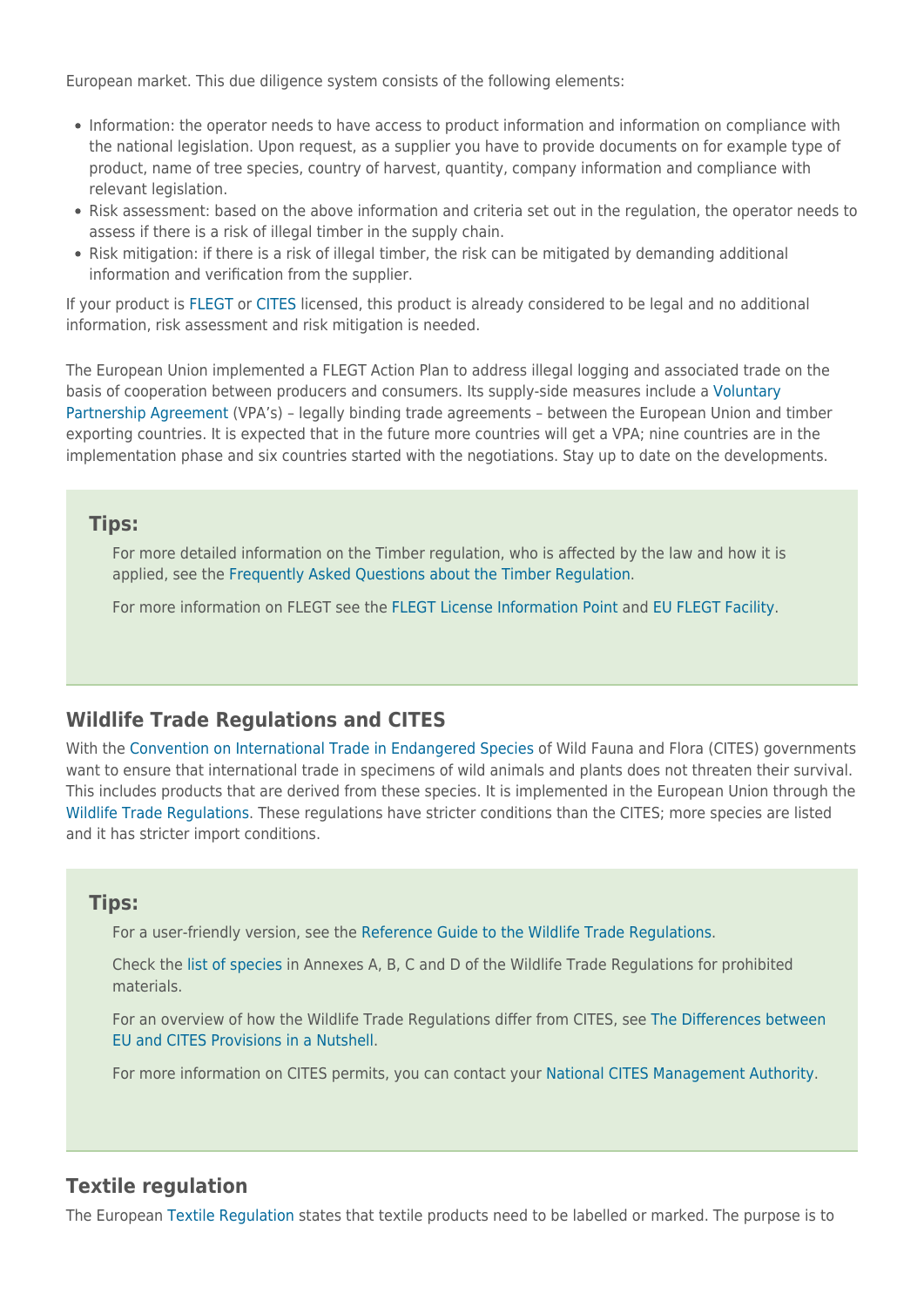European market. This due diligence system consists of the following elements:

- Information: the operator needs to have access to product information and information on compliance with the national legislation. Upon request, as a supplier you have to provide documents on for example type of product, name of tree species, country of harvest, quantity, company information and compliance with relevant legislation.
- Risk assessment: based on the above information and criteria set out in the regulation, the operator needs to assess if there is a risk of illegal timber in the supply chain.
- Risk mitigation: if there is a risk of illegal timber, the risk can be mitigated by demanding additional information and verification from the supplier.

If your product is FLEGT or CITES licensed, this product is already considered to be legal and no additional information, risk assessment and risk mitigation is needed.

The European Union implemented a FLEGT Action Plan to address illegal logging and associated trade on the basis of cooperation between producers and consumers. Its supply-side measures include a Voluntary Partnership Agreement (VPA's) – legally binding trade agreements – between the European Union and timber exporting countries. It is expected that in the future more countries will get a VPA; nine countries are in the implementation phase and six countries started with the negotiations. Stay up to date on the developments.

### Tips:

For more detailed information on the Timber regulation, who is affected by the law and how it is applied, see the Frequently Asked Questions about the Timber Regulation.

For more information on FLEGT see the FLEGT License Information Point and EU FLEGT Facility.

## Wildlife Trade Regulations and CITES

With the Convention on International Trade in Endangered Species of Wild Fauna and Flora (CITES) governments want to ensure that international trade in specimens of wild animals and plants does not threaten their survival. This includes products that are derived from these species. It is implemented in the European Union through the Wildlife Trade Regulations. These regulations have stricter conditions than the CITES; more species are listed and it has stricter import conditions.

### Tips:

For a user-friendly version, see the Reference Guide to the Wildlife Trade Regulations.

Check the list of species in Annexes A, B, C and D of the Wildlife Trade Regulations for prohibited materials.

For an overview of how the Wildlife Trade Regulations differ from CITES, see The Differences between EU and CITES Provisions in a Nutshell.

For more information on CITES permits, you can contact your National CITES Management Authority.

## Textile regulation

The European Textile Regulation states that textile products need to be labelled or marked. The purpose is to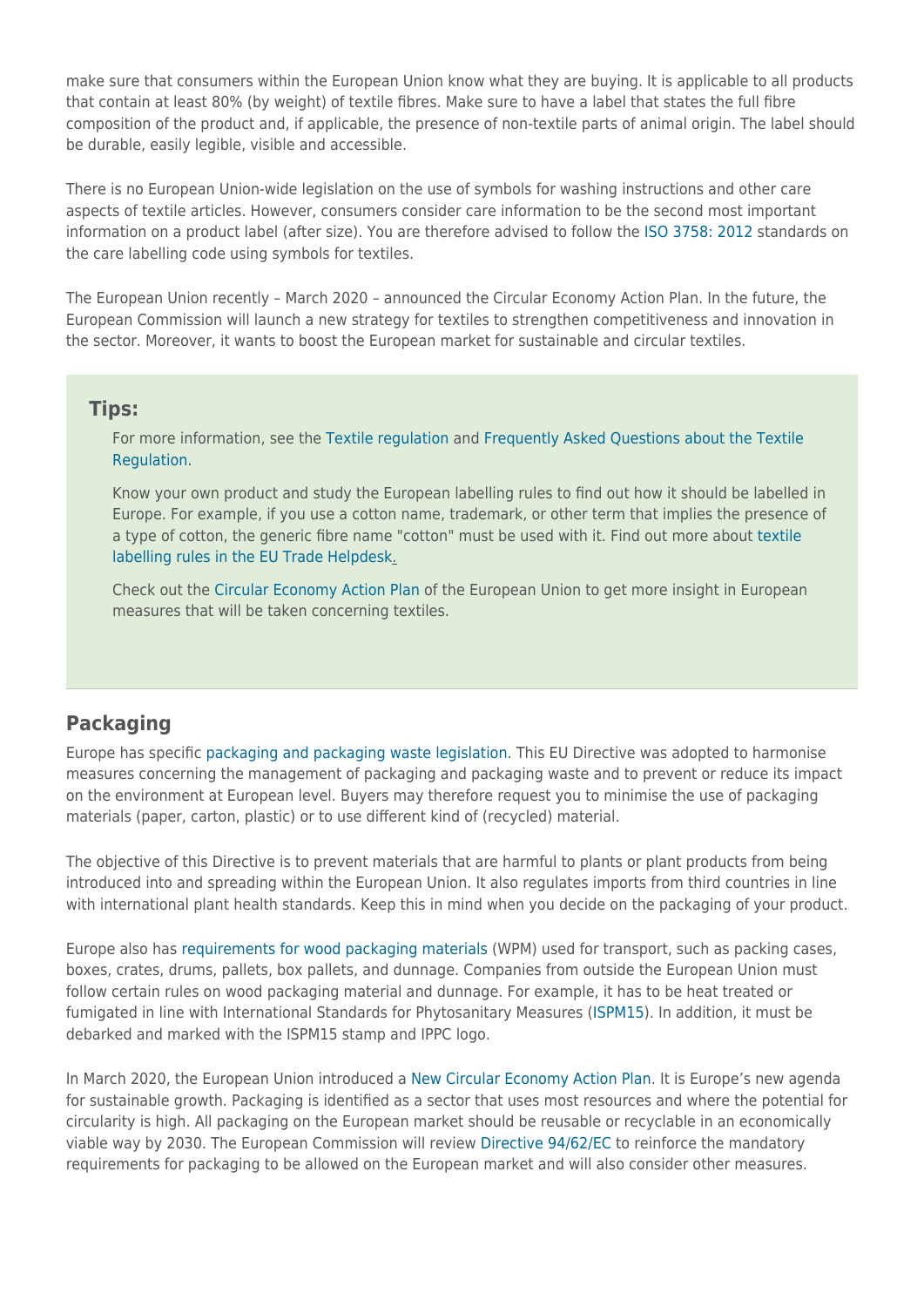make sure that consumers within the European Union know what they are buying. It is applicable to all products that contain at least 80% (by weight) of textile fibres. Make sure to have a label that states the full fibre composition of the product and, if applicable, the presence of non-textile parts of animal origin. The label should be durable, easily legible, visible and accessible.

There is no European Union-wide legislation on the use of symbols for washing instructions and other care aspects of textile articles. However, consumers consider care information to be the second most important information on a product label (after size). You are therefore advised to follow the ISO 3758: 2012 standards on the care labelling code using symbols for textiles.

The European Union recently – March 2020 – announced the Circular Economy Action Plan. In the future, the European Commission will launch a new strategy for textiles to strengthen competitiveness and innovation in the sector. Moreover, it wants to boost the European market for sustainable and circular textiles.

### Tips:

- For more information, see the Textile regulation and Frequently Asked Questions about the Textile Regulation.
- Know your own product and study the European labelling rules to find out how it should be labelled in Europe. For example, if you use a cotton name, trademark, or other term that implies the presence of a type of cotton, the generic fibre name "cotton" must be used with it. Find out more about textile labelling rules in the EU Trade Helpdesk.
- Check out the Circular Economy Action Plan of the European Union to get more insight in European measures that will be taken concerning textiles.

## Packaging

Europe has specific packaging and packaging waste legislation. This EU Directive was adopted to harmonise measures concerning the management of packaging and packaging waste and to prevent or reduce its impact on the environment at European level. Buyers may therefore request you to minimise the use of packaging materials (paper, carton, plastic) or to use different kind of (recycled) material.

The objective of this Directive is to prevent materials that are harmful to plants or plant products from being introduced into and spreading within the European Union. It also regulates imports from third countries in line with international plant health standards. Keep this in mind when you decide on the packaging of your product.

Europe also has requirements for wood packaging materials (WPM) used for transport, such as packing cases, boxes, crates, drums, pallets, box pallets, and dunnage. Companies from outside the European Union must follow certain rules on wood packaging material and dunnage. For example, it has to be heat treated or fumigated in line with International Standards for Phytosanitary Measures (ISPM15). In addition, it must be debarked and marked with the ISPM15 stamp and IPPC logo.

In March 2020, the European Union introduced a New Circular Economy Action Plan. It is Europe's new agenda for sustainable growth. Packaging is identified as a sector that uses most resources and where the potential for circularity is high. All packaging on the European market should be reusable or recyclable in an economically viable way by 2030. The European Commission will review Directive 94/62/EC to reinforce the mandatory requirements for packaging to be allowed on the European market and will also consider other measures.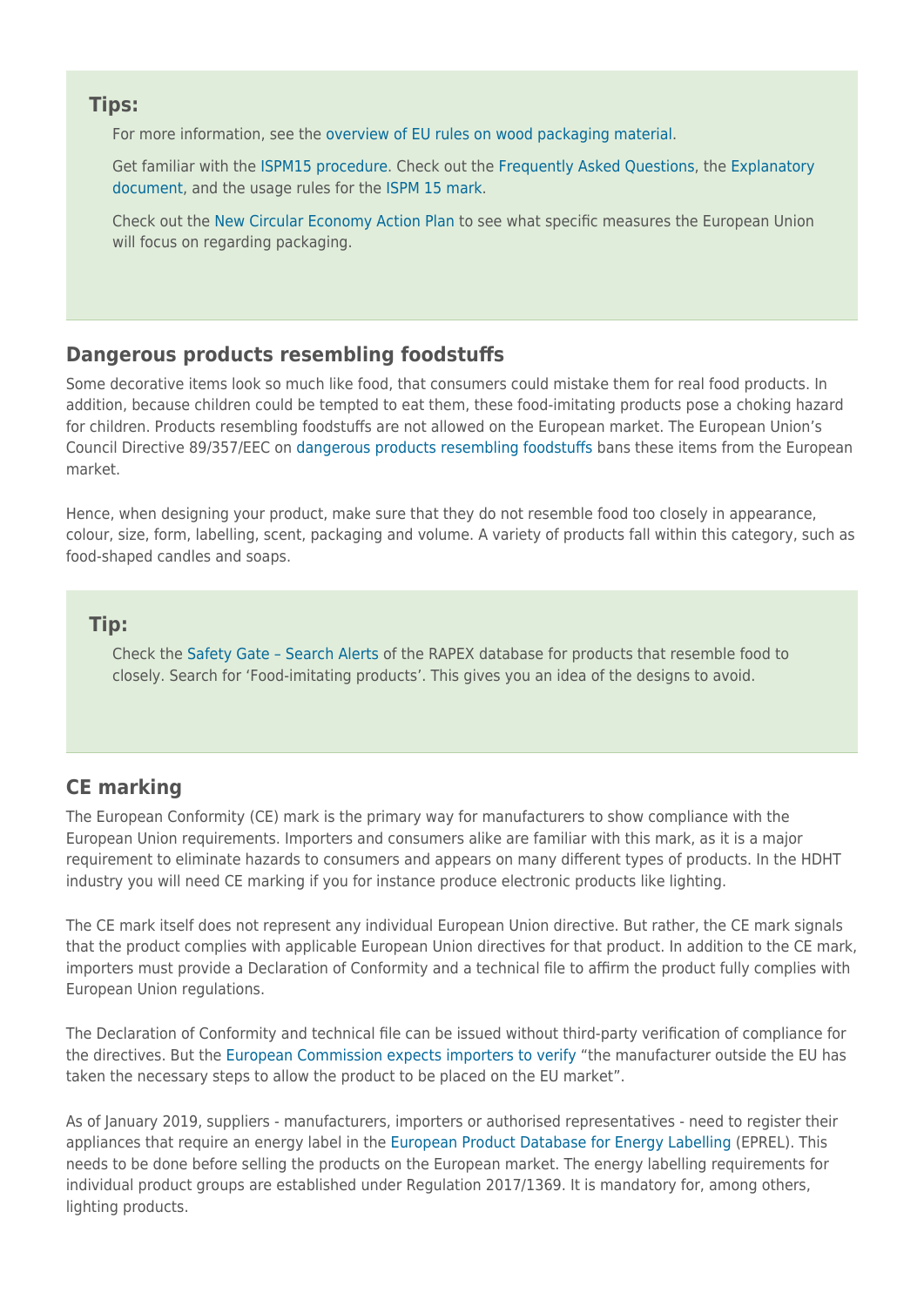**Tips:**

For more information, see the overview of EU rules on wood packaging material.

Get familiar with the ISPM15 procedure. Check out the Frequently Asked Questions, the Explanatory document, and the usage rules for the ISPM 15 mark.

Check out the New Circular Economy Action Plan to see what specific measures the European Union will focus on regarding packaging.

## Dangerous products resembling foodstuffs

Some decorative items look so much like food, that consumers could mistake them for real food products. In addition, because children could be tempted to eat them, these food-imitating products pose a choking hazard for children. Products resembling foodstuffs are not allowed on the European market. The European Union's Council Directive 89/357/EEC on dangerous products resembling foodstuffs bans these items from the European market.

Hence, when designing your product, make sure that they do not resemble food too closely in appearance, colour, size, form, labelling, scent, packaging and volume. A variety of products fall within this category, such as food-shaped candles and soaps.

**Tip:**

Check the Safety Gate – Search Alerts of the RAPEX database for products that resemble food to closely. Search for 'Food-imitating products'. This gives you an idea of the designs to avoid.

## CE marking

The European Conformity (CE) mark is the primary way for manufacturers to show compliance with the European Union requirements. Importers and consumers alike are familiar with this mark, as it is a major requirement to eliminate hazards to consumers and appears on many different types of products. In the HDHT industry you will need CE marking if you for instance produce electronic products like lighting.

The CE mark itself does not represent any individual European Union directive. But rather, the CE mark signals that the product complies with applicable European Union directives for that product. In addition to the CE mark, importers must provide a Declaration of Conformity and a technical file to affirm the product fully complies with European Union regulations.

The Declaration of Conformity and technical file can be issued without third-party verification of compliance for the directives. But the European Commission expects importers to verify "the manufacturer outside the EU has taken the necessary steps to allow the product to be placed on the EU market".

As of January 2019, suppliers - manufacturers, importers or authorised representatives - need to register their appliances that require an energy label in the European Product Database for Energy Labelling (EPREL). This needs to be done before selling the products on the European market. The energy labelling requirements for individual product groups are established under Regulation 2017/1369. It is mandatory for, among others, lighting products.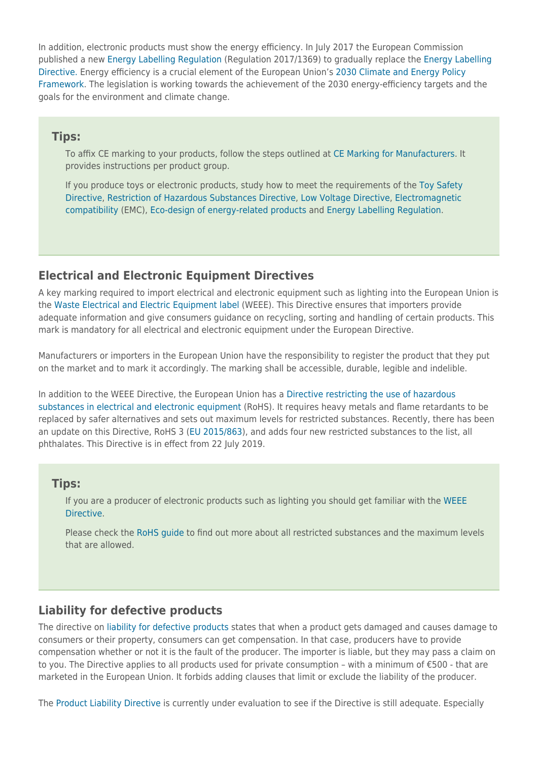In addition, electronic products must show the energy efficiency. In July 2017 the European Commission published a new Energy Labelling Regulation (Regulation 2017/1369) to gradually replace the Energy Labelling Directive. Energy efficiency is a crucial element of the European Union's 2030 Climate and Energy Policy Framework. The legislation is working towards the achievement of the 2030 energy-efficiency targets and the goals for the environment and climate change.

> **Tips:**
>
> To affix CE marking to your products, follow the steps outlined at CE Marking for Manufacturers. It provides instructions per product group.
>
> If you produce toys or electronic products, study how to meet the requirements of the Toy Safety Directive, Restriction of Hazardous Substances Directive, Low Voltage Directive, Electromagnetic compatibility (EMC), Eco-design of energy-related products and Energy Labelling Regulation.

## Electrical and Electronic Equipment Directives

A key marking required to import electrical and electronic equipment such as lighting into the European Union is the Waste Electrical and Electric Equipment label (WEEE). This Directive ensures that importers provide adequate information and give consumers guidance on recycling, sorting and handling of certain products. This mark is mandatory for all electrical and electronic equipment under the European Directive.

Manufacturers or importers in the European Union have the responsibility to register the product that they put on the market and to mark it accordingly. The marking shall be accessible, durable, legible and indelible.

In addition to the WEEE Directive, the European Union has a Directive restricting the use of hazardous substances in electrical and electronic equipment (RoHS). It requires heavy metals and flame retardants to be replaced by safer alternatives and sets out maximum levels for restricted substances. Recently, there has been an update on this Directive, RoHS 3 (EU 2015/863), and adds four new restricted substances to the list, all phthalates. This Directive is in effect from 22 July 2019.

> **Tips:**
>
> If you are a producer of electronic products such as lighting you should get familiar with the WEEE Directive.
>
> Please check the RoHS guide to find out more about all restricted substances and the maximum levels that are allowed.

## Liability for defective products

The directive on liability for defective products states that when a product gets damaged and causes damage to consumers or their property, consumers can get compensation. In that case, producers have to provide compensation whether or not it is the fault of the producer. The importer is liable, but they may pass a claim on to you. The Directive applies to all products used for private consumption – with a minimum of €500 - that are marketed in the European Union. It forbids adding clauses that limit or exclude the liability of the producer.

The Product Liability Directive is currently under evaluation to see if the Directive is still adequate. Especially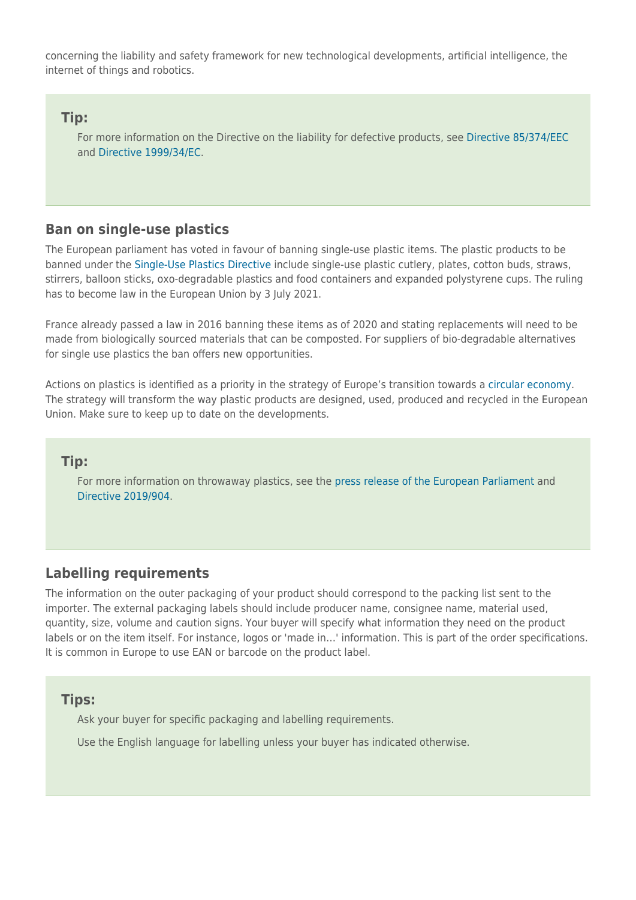concerning the liability and safety framework for new technological developments, artificial intelligence, the internet of things and robotics.

> **Tip:**
>
> For more information on the Directive on the liability for defective products, see Directive 85/374/EEC and Directive 1999/34/EC.

## Ban on single-use plastics

The European parliament has voted in favour of banning single-use plastic items. The plastic products to be banned under the Single-Use Plastics Directive include single-use plastic cutlery, plates, cotton buds, straws, stirrers, balloon sticks, oxo-degradable plastics and food containers and expanded polystyrene cups. The ruling has to become law in the European Union by 3 July 2021.

France already passed a law in 2016 banning these items as of 2020 and stating replacements will need to be made from biologically sourced materials that can be composted. For suppliers of bio-degradable alternatives for single use plastics the ban offers new opportunities.

Actions on plastics is identified as a priority in the strategy of Europe's transition towards a circular economy. The strategy will transform the way plastic products are designed, used, produced and recycled in the European Union. Make sure to keep up to date on the developments.

> **Tip:**
>
> For more information on throwaway plastics, see the press release of the European Parliament and Directive 2019/904.

## Labelling requirements

The information on the outer packaging of your product should correspond to the packing list sent to the importer. The external packaging labels should include producer name, consignee name, material used, quantity, size, volume and caution signs. Your buyer will specify what information they need on the product labels or on the item itself. For instance, logos or 'made in…' information. This is part of the order specifications. It is common in Europe to use EAN or barcode on the product label.

> **Tips:**
>
> Ask your buyer for specific packaging and labelling requirements.
>
> Use the English language for labelling unless your buyer has indicated otherwise.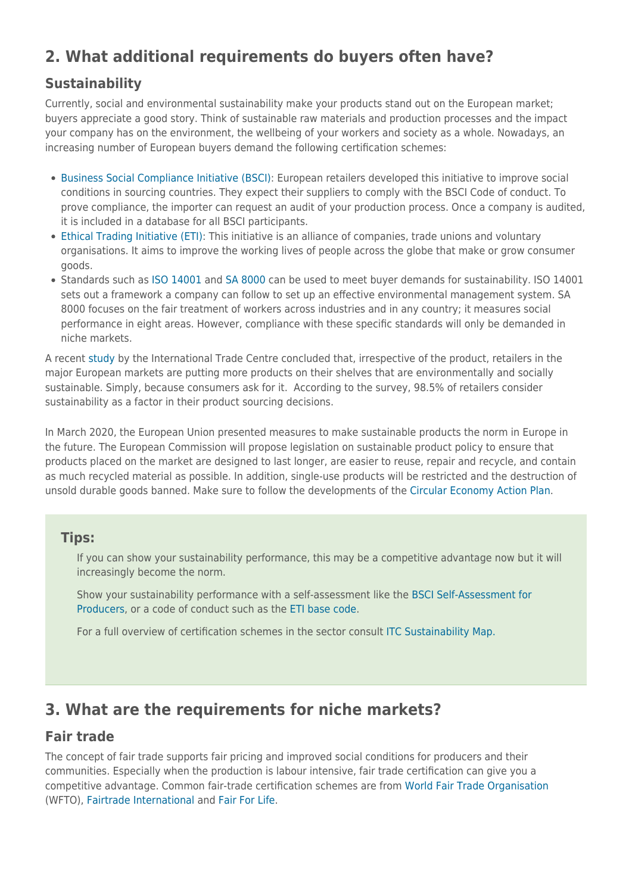## 2. What additional requirements do buyers often have?

### Sustainability

Currently, social and environmental sustainability make your products stand out on the European market; buyers appreciate a good story. Think of sustainable raw materials and production processes and the impact your company has on the environment, the wellbeing of your workers and society as a whole. Nowadays, an increasing number of European buyers demand the following certification schemes:

- Business Social Compliance Initiative (BSCI): European retailers developed this initiative to improve social conditions in sourcing countries. They expect their suppliers to comply with the BSCI Code of conduct. To prove compliance, the importer can request an audit of your production process. Once a company is audited, it is included in a database for all BSCI participants.
- Ethical Trading Initiative (ETI): This initiative is an alliance of companies, trade unions and voluntary organisations. It aims to improve the working lives of people across the globe that make or grow consumer goods.
- Standards such as ISO 14001 and SA 8000 can be used to meet buyer demands for sustainability. ISO 14001 sets out a framework a company can follow to set up an effective environmental management system. SA 8000 focuses on the fair treatment of workers across industries and in any country; it measures social performance in eight areas. However, compliance with these specific standards will only be demanded in niche markets.

A recent study by the International Trade Centre concluded that, irrespective of the product, retailers in the major European markets are putting more products on their shelves that are environmentally and socially sustainable. Simply, because consumers ask for it. According to the survey, 98.5% of retailers consider sustainability as a factor in their product sourcing decisions.

In March 2020, the European Union presented measures to make sustainable products the norm in Europe in the future. The European Commission will propose legislation on sustainable product policy to ensure that products placed on the market are designed to last longer, are easier to reuse, repair and recycle, and contain as much recycled material as possible. In addition, single-use products will be restricted and the destruction of unsold durable goods banned. Make sure to follow the developments of the Circular Economy Action Plan.

**Tips:**

If you can show your sustainability performance, this may be a competitive advantage now but it will increasingly become the norm.

Show your sustainability performance with a self-assessment like the BSCI Self-Assessment for Producers, or a code of conduct such as the ETI base code.

For a full overview of certification schemes in the sector consult ITC Sustainability Map.

## 3. What are the requirements for niche markets?

### Fair trade

The concept of fair trade supports fair pricing and improved social conditions for producers and their communities. Especially when the production is labour intensive, fair trade certification can give you a competitive advantage. Common fair-trade certification schemes are from World Fair Trade Organisation (WFTO), Fairtrade International and Fair For Life.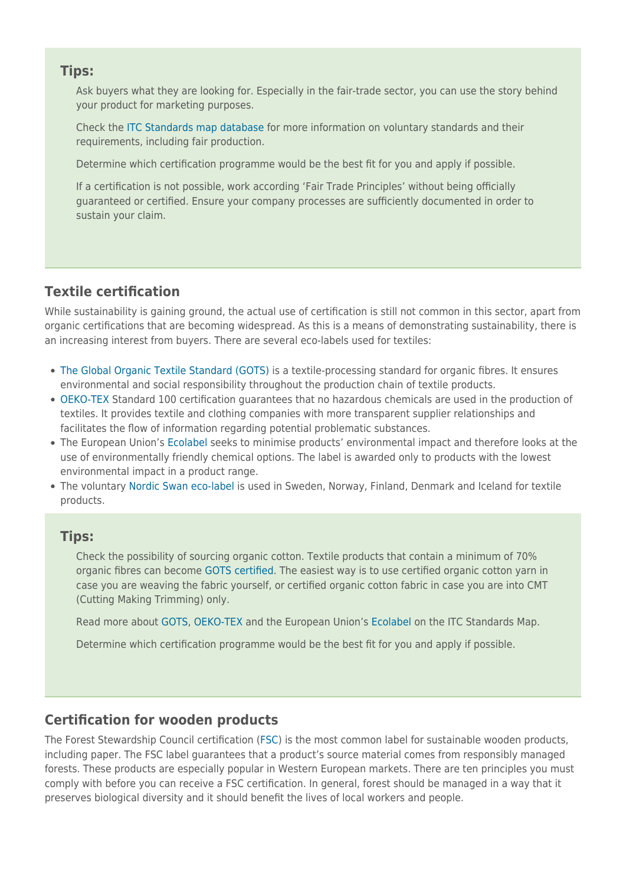### Tips:

Ask buyers what they are looking for. Especially in the fair-trade sector, you can use the story behind your product for marketing purposes.

Check the ITC Standards map database for more information on voluntary standards and their requirements, including fair production.

Determine which certification programme would be the best fit for you and apply if possible.

If a certification is not possible, work according 'Fair Trade Principles' without being officially guaranteed or certified. Ensure your company processes are sufficiently documented in order to sustain your claim.

## Textile certification

While sustainability is gaining ground, the actual use of certification is still not common in this sector, apart from organic certifications that are becoming widespread. As this is a means of demonstrating sustainability, there is an increasing interest from buyers. There are several eco-labels used for textiles:

- The Global Organic Textile Standard (GOTS) is a textile-processing standard for organic fibres. It ensures environmental and social responsibility throughout the production chain of textile products.
- OEKO-TEX Standard 100 certification guarantees that no hazardous chemicals are used in the production of textiles. It provides textile and clothing companies with more transparent supplier relationships and facilitates the flow of information regarding potential problematic substances.
- The European Union's Ecolabel seeks to minimise products' environmental impact and therefore looks at the use of environmentally friendly chemical options. The label is awarded only to products with the lowest environmental impact in a product range.
- The voluntary Nordic Swan eco-label is used in Sweden, Norway, Finland, Denmark and Iceland for textile products.

### Tips:

Check the possibility of sourcing organic cotton. Textile products that contain a minimum of 70% organic fibres can become GOTS certified. The easiest way is to use certified organic cotton yarn in case you are weaving the fabric yourself, or certified organic cotton fabric in case you are into CMT (Cutting Making Trimming) only.

Read more about GOTS, OEKO-TEX and the European Union's Ecolabel on the ITC Standards Map.

Determine which certification programme would be the best fit for you and apply if possible.

## Certification for wooden products

The Forest Stewardship Council certification (FSC) is the most common label for sustainable wooden products, including paper. The FSC label guarantees that a product's source material comes from responsibly managed forests. These products are especially popular in Western European markets. There are ten principles you must comply with before you can receive a FSC certification. In general, forest should be managed in a way that it preserves biological diversity and it should benefit the lives of local workers and people.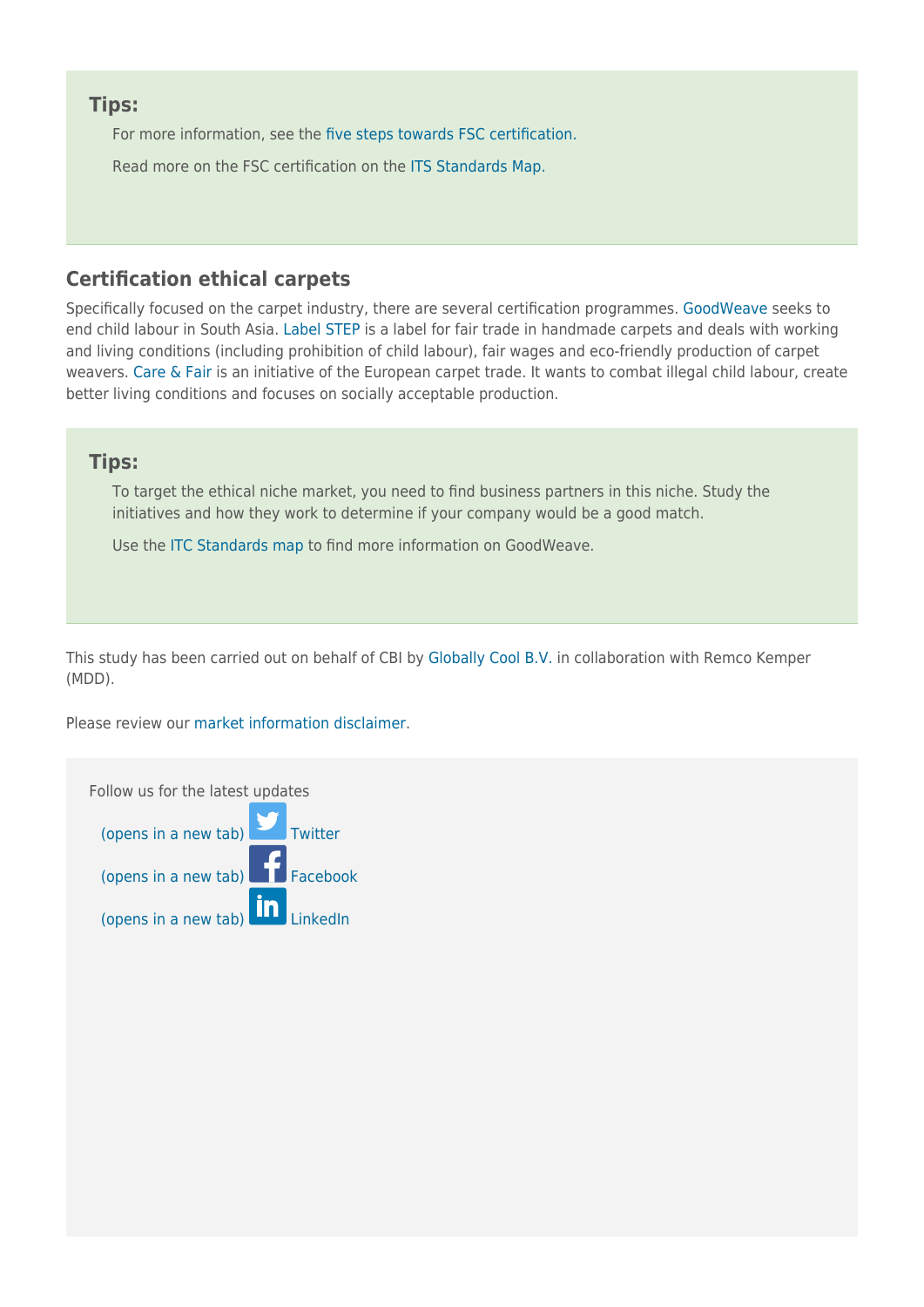**Tips:**

- For more information, see the five steps towards FSC certification.
- Read more on the FSC certification on the ITS Standards Map.

### Certification ethical carpets

Specifically focused on the carpet industry, there are several certification programmes. GoodWeave seeks to end child labour in South Asia. Label STEP is a label for fair trade in handmade carpets and deals with working and living conditions (including prohibition of child labour), fair wages and eco-friendly production of carpet weavers. Care & Fair is an initiative of the European carpet trade. It wants to combat illegal child labour, create better living conditions and focuses on socially acceptable production.

**Tips:**

- To target the ethical niche market, you need to find business partners in this niche. Study the initiatives and how they work to determine if your company would be a good match.
- Use the ITC Standards map to find more information on GoodWeave.

This study has been carried out on behalf of CBI by Globally Cool B.V. in collaboration with Remco Kemper (MDD).

Please review our market information disclaimer.

Follow us for the latest updates

- (opens in a new tab) Twitter
- (opens in a new tab) Facebook
- (opens in a new tab) LinkedIn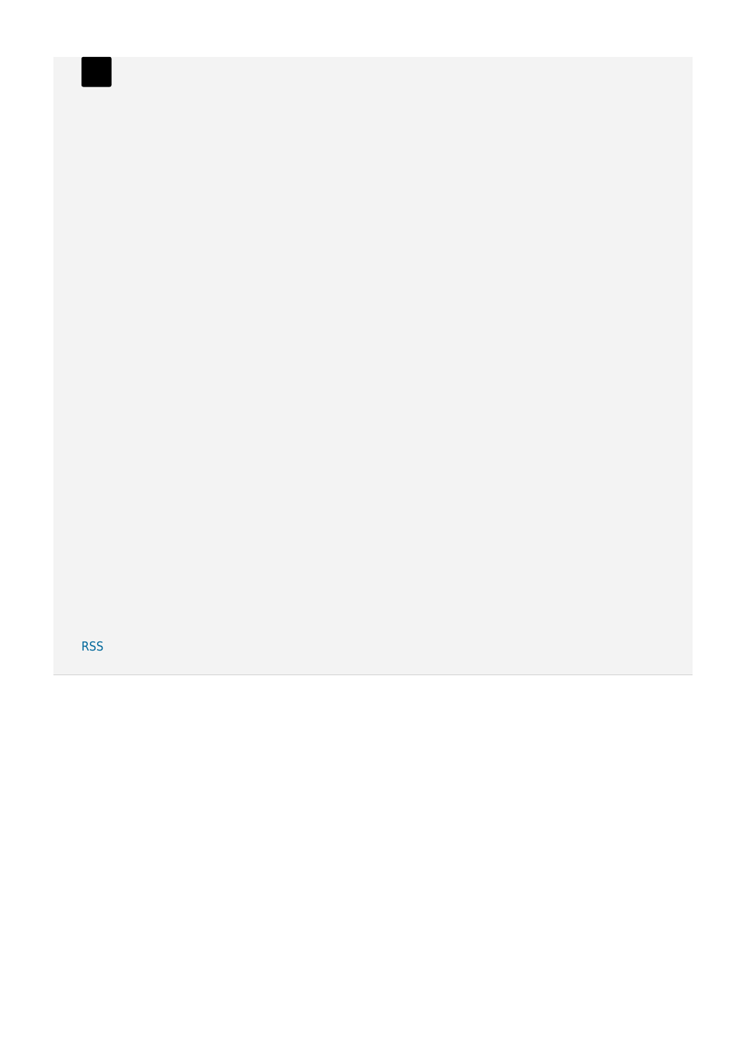RSS